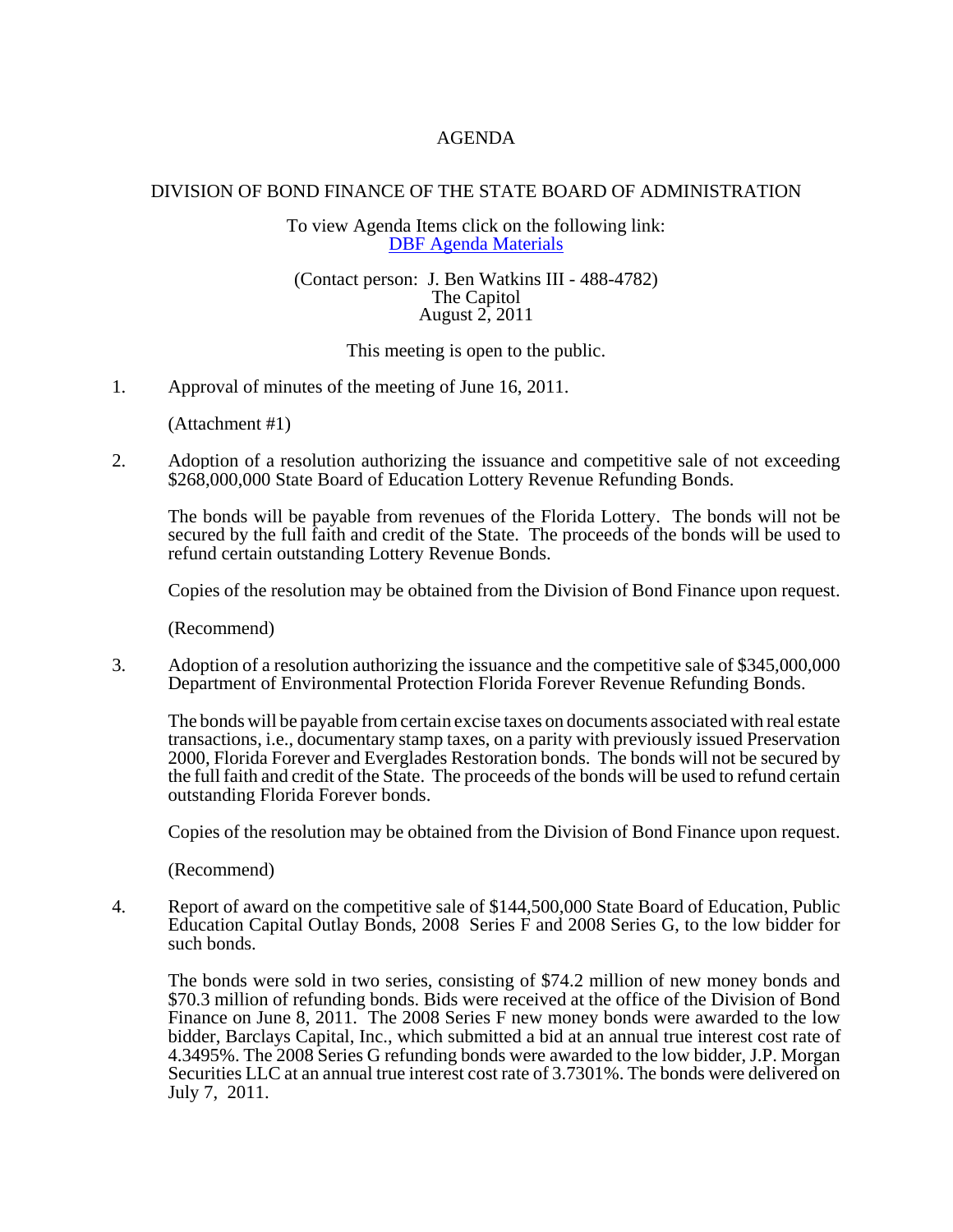# AGENDA

## DIVISION OF BOND FINANCE OF THE STATE BOARD OF ADMINISTRATION

To view Agenda Items click on the following link:
DBF Agenda Materials

(Contact person: J. Ben Watkins III - 488-4782)
The Capitol
August 2, 2011

This meeting is open to the public.

1. Approval of minutes of the meeting of June 16, 2011.

   (Attachment #1)

2. Adoption of a resolution authorizing the issuance and competitive sale of not exceeding \$268,000,000 State Board of Education Lottery Revenue Refunding Bonds.

   The bonds will be payable from revenues of the Florida Lottery. The bonds will not be secured by the full faith and credit of the State. The proceeds of the bonds will be used to refund certain outstanding Lottery Revenue Bonds.

   Copies of the resolution may be obtained from the Division of Bond Finance upon request.

   (Recommend)

3. Adoption of a resolution authorizing the issuance and the competitive sale of \$345,000,000 Department of Environmental Protection Florida Forever Revenue Refunding Bonds.

   The bonds will be payable from certain excise taxes on documents associated with real estate transactions, i.e., documentary stamp taxes, on a parity with previously issued Preservation 2000, Florida Forever and Everglades Restoration bonds. The bonds will not be secured by the full faith and credit of the State. The proceeds of the bonds will be used to refund certain outstanding Florida Forever bonds.

   Copies of the resolution may be obtained from the Division of Bond Finance upon request.

   (Recommend)

4. Report of award on the competitive sale of \$144,500,000 State Board of Education, Public Education Capital Outlay Bonds, 2008 Series F and 2008 Series G, to the low bidder for such bonds.

   The bonds were sold in two series, consisting of \$74.2 million of new money bonds and \$70.3 million of refunding bonds. Bids were received at the office of the Division of Bond Finance on June 8, 2011. The 2008 Series F new money bonds were awarded to the low bidder, Barclays Capital, Inc., which submitted a bid at an annual true interest cost rate of 4.3495%. The 2008 Series G refunding bonds were awarded to the low bidder, J.P. Morgan Securities LLC at an annual true interest cost rate of 3.7301%. The bonds were delivered on July 7, 2011.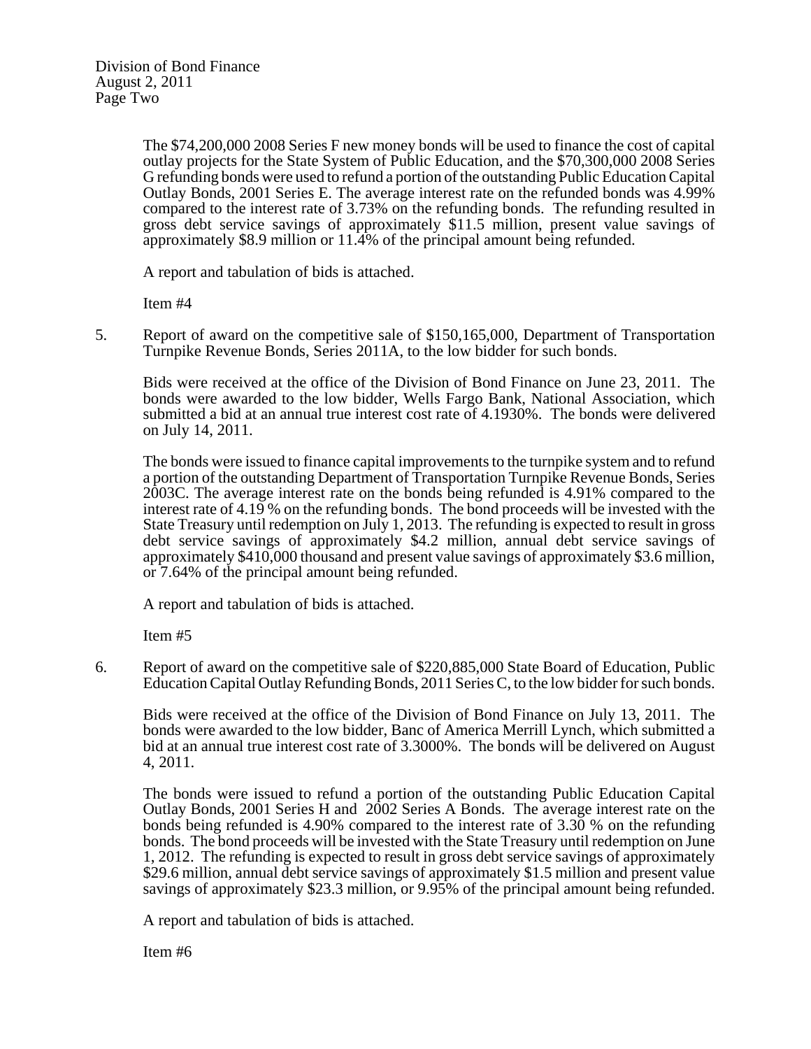The $74,200,000 2008 Series F new money bonds will be used to finance the cost of capital outlay projects for the State System of Public Education, and the $70,300,000 2008 Series G refunding bonds were used to refund a portion of the outstanding Public Education Capital Outlay Bonds, 2001 Series E. The average interest rate on the refunded bonds was 4.99% compared to the interest rate of 3.73% on the refunding bonds. The refunding resulted in gross debt service savings of approximately $11.5 million, present value savings of approximately $8.9 million or 11.4% of the principal amount being refunded.

A report and tabulation of bids is attached.

Item #4

5. Report of award on the competitive sale of $150,165,000, Department of Transportation Turnpike Revenue Bonds, Series 2011A, to the low bidder for such bonds.

   Bids were received at the office of the Division of Bond Finance on June 23, 2011. The bonds were awarded to the low bidder, Wells Fargo Bank, National Association, which submitted a bid at an annual true interest cost rate of 4.1930%. The bonds were delivered on July 14, 2011.

   The bonds were issued to finance capital improvements to the turnpike system and to refund a portion of the outstanding Department of Transportation Turnpike Revenue Bonds, Series 2003C. The average interest rate on the bonds being refunded is 4.91% compared to the interest rate of 4.19 % on the refunding bonds. The bond proceeds will be invested with the State Treasury until redemption on July 1, 2013. The refunding is expected to result in gross debt service savings of approximately $4.2 million, annual debt service savings of approximately $410,000 thousand and present value savings of approximately $3.6 million, or 7.64% of the principal amount being refunded.

   A report and tabulation of bids is attached.

   Item #5

6. Report of award on the competitive sale of $220,885,000 State Board of Education, Public Education Capital Outlay Refunding Bonds, 2011 Series C, to the low bidder for such bonds.

   Bids were received at the office of the Division of Bond Finance on July 13, 2011. The bonds were awarded to the low bidder, Banc of America Merrill Lynch, which submitted a bid at an annual true interest cost rate of 3.3000%. The bonds will be delivered on August 4, 2011.

   The bonds were issued to refund a portion of the outstanding Public Education Capital Outlay Bonds, 2001 Series H and 2002 Series A Bonds. The average interest rate on the bonds being refunded is 4.90% compared to the interest rate of 3.30 % on the refunding bonds. The bond proceeds will be invested with the State Treasury until redemption on June 1, 2012. The refunding is expected to result in gross debt service savings of approximately $29.6 million, annual debt service savings of approximately $1.5 million and present value savings of approximately $23.3 million, or 9.95% of the principal amount being refunded.

   A report and tabulation of bids is attached.

   Item #6